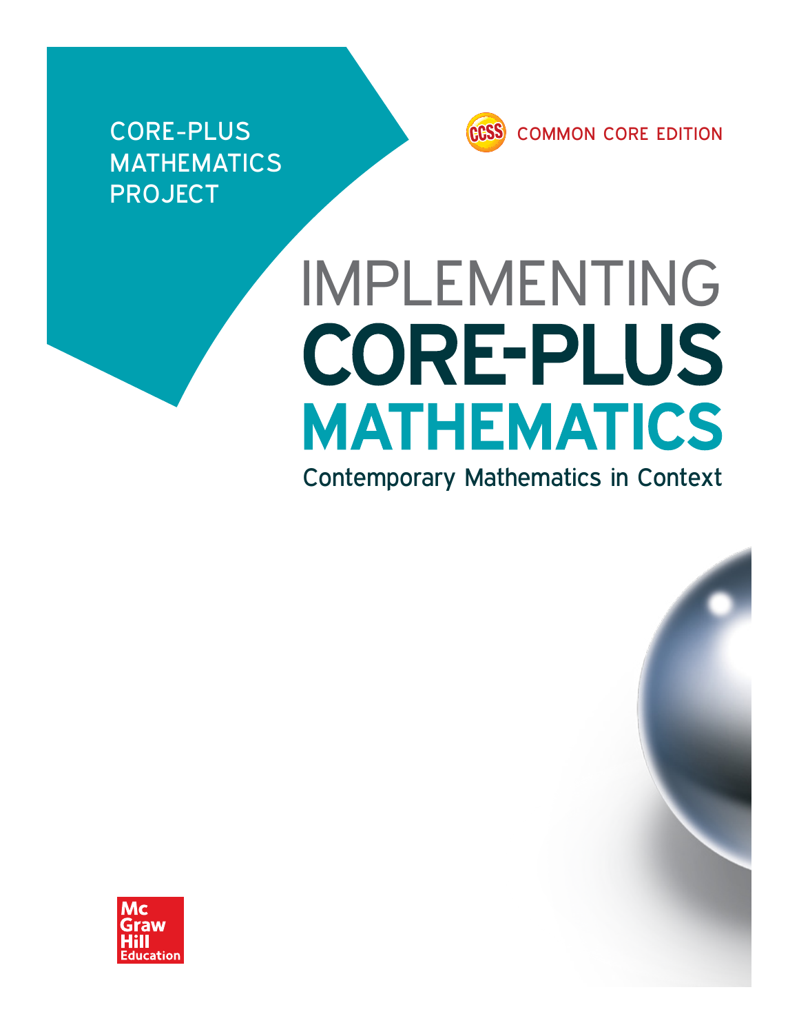CORE-PLUS MATHEMATICS PROJECT

CCSS COMMON CORE EDITION

# IMPLEMENTING CORE-PLUS MATHEMATICS

## Contemporary Mathematics in Context

Mc Graw Hill Education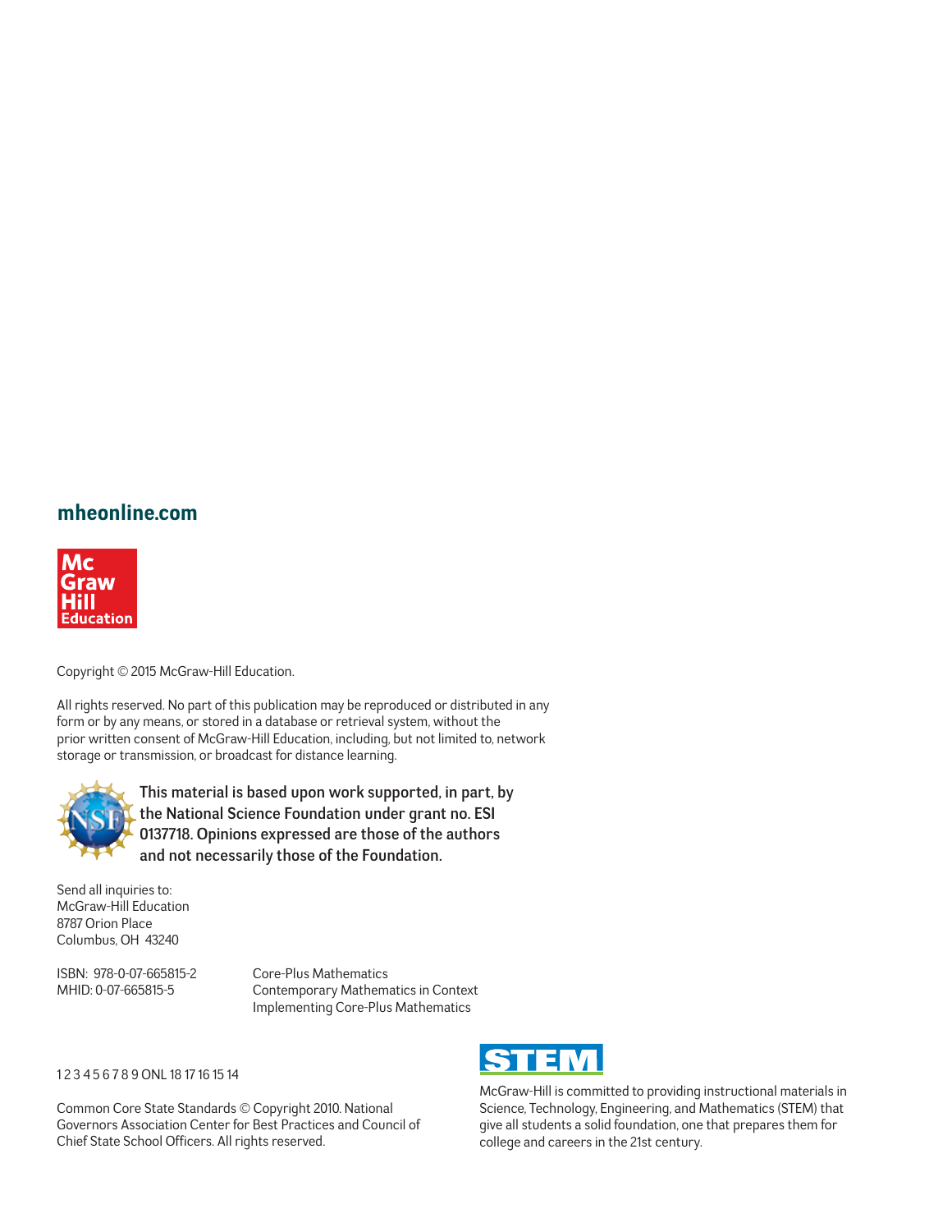**mheonline.com**

Mc Graw Hill Education

Copyright © 2015 McGraw-Hill Education.

All rights reserved. No part of this publication may be reproduced or distributed in any form or by any means, or stored in a database or retrieval system, without the prior written consent of McGraw-Hill Education, including, but not limited to, network storage or transmission, or broadcast for distance learning.

**This material is based upon work supported, in part, by the National Science Foundation under grant no. ESI 0137718. Opinions expressed are those of the authors and not necessarily those of the Foundation.**

Send all inquiries to:
McGraw-Hill Education
8787 Orion Place
Columbus, OH 43240

ISBN: 978-0-07-665815-2
MHID: 0-07-665815-5

Core-Plus Mathematics
Contemporary Mathematics in Context
Implementing Core-Plus Mathematics

1 2 3 4 5 6 7 8 9 ONL 18 17 16 15 14

Common Core State Standards © Copyright 2010. National Governors Association Center for Best Practices and Council of Chief State School Officers. All rights reserved.

STEM

McGraw-Hill is committed to providing instructional materials in Science, Technology, Engineering, and Mathematics (STEM) that give all students a solid foundation, one that prepares them for college and careers in the 21st century.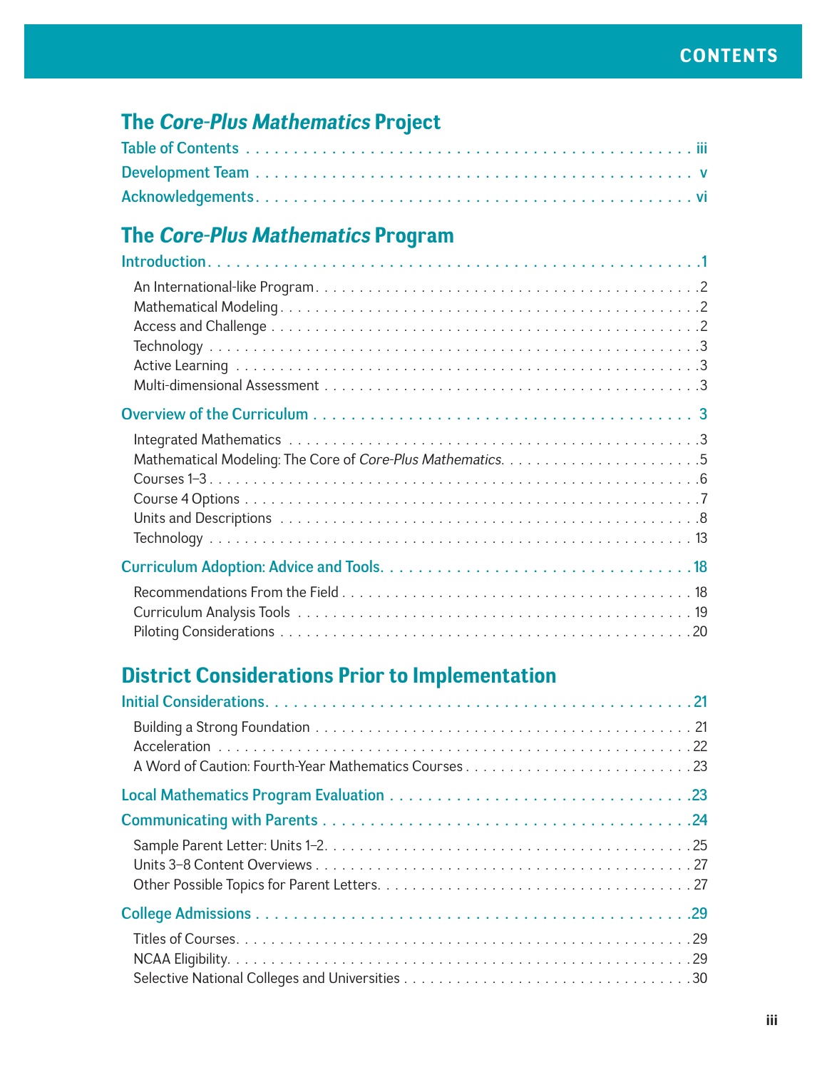# CONTENTS

## The *Core-Plus Mathematics* Project

Table of Contents . . . . . . . . . . . . . . . . . . . . . . . . . . . . . . . . . . . . . . . . . . . . iii
Development Team . . . . . . . . . . . . . . . . . . . . . . . . . . . . . . . . . . . . . . . . . . . . v
Acknowledgements. . . . . . . . . . . . . . . . . . . . . . . . . . . . . . . . . . . . . . . . . . . . vi

## The *Core-Plus Mathematics* Program

Introduction. . . . . . . . . . . . . . . . . . . . . . . . . . . . . . . . . . . . . . . . . . . . . . . .1

- An International-like Program. . . . . . . . . . . . . . . . . . . . . . . . . . . . . . . . . . .2
- Mathematical Modeling . . . . . . . . . . . . . . . . . . . . . . . . . . . . . . . . . . . . . . .2
- Access and Challenge . . . . . . . . . . . . . . . . . . . . . . . . . . . . . . . . . . . . . . . .2
- Technology . . . . . . . . . . . . . . . . . . . . . . . . . . . . . . . . . . . . . . . . . . . . . . .3
- Active Learning . . . . . . . . . . . . . . . . . . . . . . . . . . . . . . . . . . . . . . . . . . . .3
- Multi-dimensional Assessment . . . . . . . . . . . . . . . . . . . . . . . . . . . . . . . . . .3

Overview of the Curriculum . . . . . . . . . . . . . . . . . . . . . . . . . . . . . . . . . . . . . 3

- Integrated Mathematics . . . . . . . . . . . . . . . . . . . . . . . . . . . . . . . . . . . . . . .3
- Mathematical Modeling: The Core of *Core-Plus Mathematics*. . . . . . . . . . . . . . . . .5
- Courses 1–3 . . . . . . . . . . . . . . . . . . . . . . . . . . . . . . . . . . . . . . . . . . . . . .6
- Course 4 Options . . . . . . . . . . . . . . . . . . . . . . . . . . . . . . . . . . . . . . . . . . .7
- Units and Descriptions . . . . . . . . . . . . . . . . . . . . . . . . . . . . . . . . . . . . . . .8
- Technology . . . . . . . . . . . . . . . . . . . . . . . . . . . . . . . . . . . . . . . . . . . . . . 13

Curriculum Adoption: Advice and Tools. . . . . . . . . . . . . . . . . . . . . . . . . . . . . . 18

- Recommendations From the Field . . . . . . . . . . . . . . . . . . . . . . . . . . . . . . . 18
- Curriculum Analysis Tools . . . . . . . . . . . . . . . . . . . . . . . . . . . . . . . . . . . . 19
- Piloting Considerations . . . . . . . . . . . . . . . . . . . . . . . . . . . . . . . . . . . . . . .20

## District Considerations Prior to Implementation

Initial Considerations. . . . . . . . . . . . . . . . . . . . . . . . . . . . . . . . . . . . . . . . . . 21

- Building a Strong Foundation . . . . . . . . . . . . . . . . . . . . . . . . . . . . . . . . . . . 21
- Acceleration . . . . . . . . . . . . . . . . . . . . . . . . . . . . . . . . . . . . . . . . . . . . . .22
- A Word of Caution: Fourth-Year Mathematics Courses . . . . . . . . . . . . . . . . . . . .23

Local Mathematics Program Evaluation . . . . . . . . . . . . . . . . . . . . . . . . . . . . . .23

Communicating with Parents . . . . . . . . . . . . . . . . . . . . . . . . . . . . . . . . . . . . .24

- Sample Parent Letter: Units 1–2. . . . . . . . . . . . . . . . . . . . . . . . . . . . . . . . . .25
- Units 3–8 Content Overviews . . . . . . . . . . . . . . . . . . . . . . . . . . . . . . . . . . .27
- Other Possible Topics for Parent Letters. . . . . . . . . . . . . . . . . . . . . . . . . . . .27

College Admissions . . . . . . . . . . . . . . . . . . . . . . . . . . . . . . . . . . . . . . . . . . .29

- Titles of Courses. . . . . . . . . . . . . . . . . . . . . . . . . . . . . . . . . . . . . . . . . . . .29
- NCAA Eligibility. . . . . . . . . . . . . . . . . . . . . . . . . . . . . . . . . . . . . . . . . . . .29
- Selective National Colleges and Universities . . . . . . . . . . . . . . . . . . . . . . . . . .30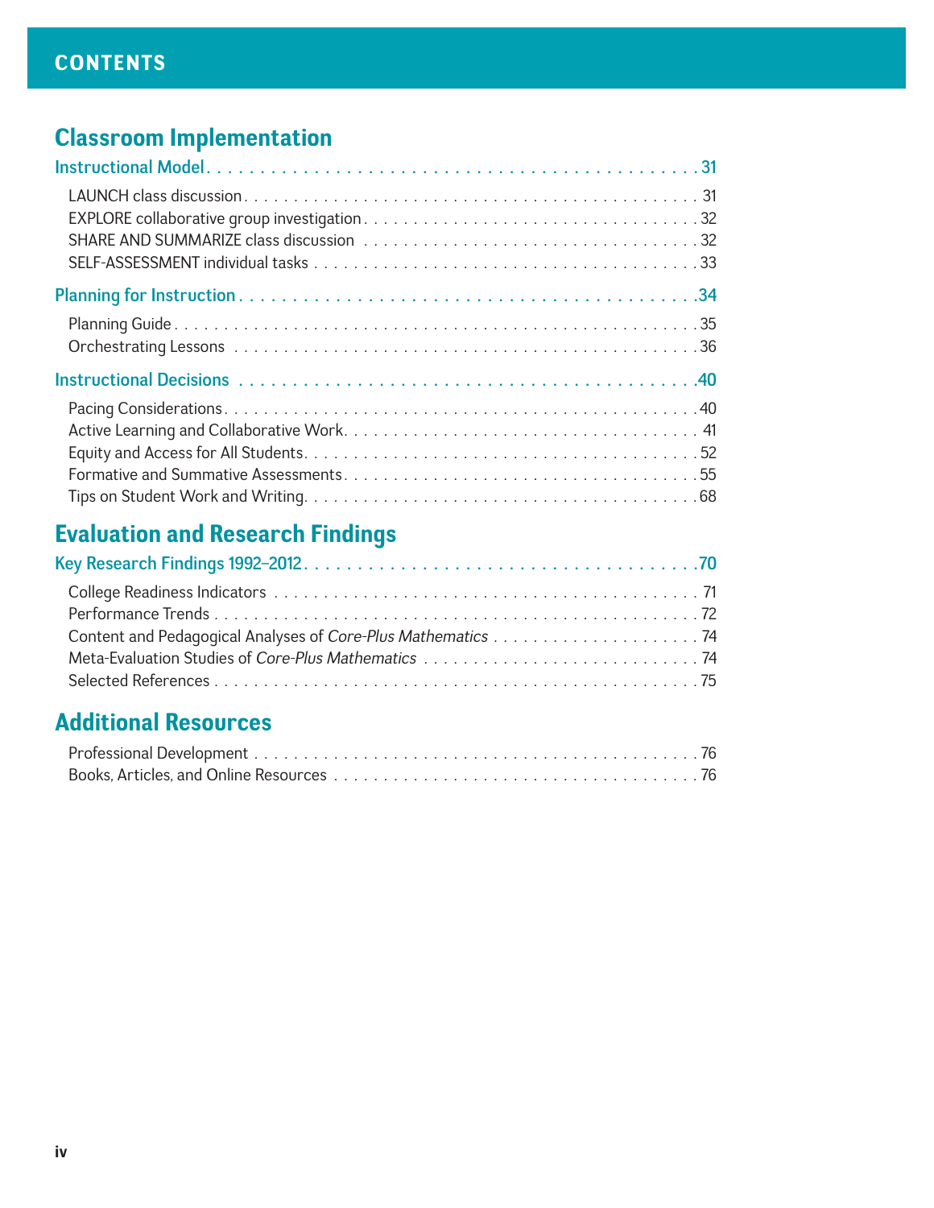# CONTENTS

## Classroom Implementation

### Instructional Model . . . . . 31

- LAUNCH class discussion . . . . . 31
- EXPLORE collaborative group investigation . . . . . 32
- SHARE AND SUMMARIZE class discussion . . . . . 32
- SELF-ASSESSMENT individual tasks . . . . . 33

### Planning for Instruction . . . . . 34

- Planning Guide . . . . . 35
- Orchestrating Lessons . . . . . 36

### Instructional Decisions . . . . . 40

- Pacing Considerations . . . . . 40
- Active Learning and Collaborative Work . . . . . 41
- Equity and Access for All Students . . . . . 52
- Formative and Summative Assessments . . . . . 55
- Tips on Student Work and Writing . . . . . 68

## Evaluation and Research Findings

### Key Research Findings 1992–2012 . . . . . 70

- College Readiness Indicators . . . . . 71
- Performance Trends . . . . . 72
- Content and Pedagogical Analyses of *Core-Plus Mathematics* . . . . . 74
- Meta-Evaluation Studies of *Core-Plus Mathematics* . . . . . 74
- Selected References . . . . . 75

## Additional Resources

- Professional Development . . . . . 76
- Books, Articles, and Online Resources . . . . . 76